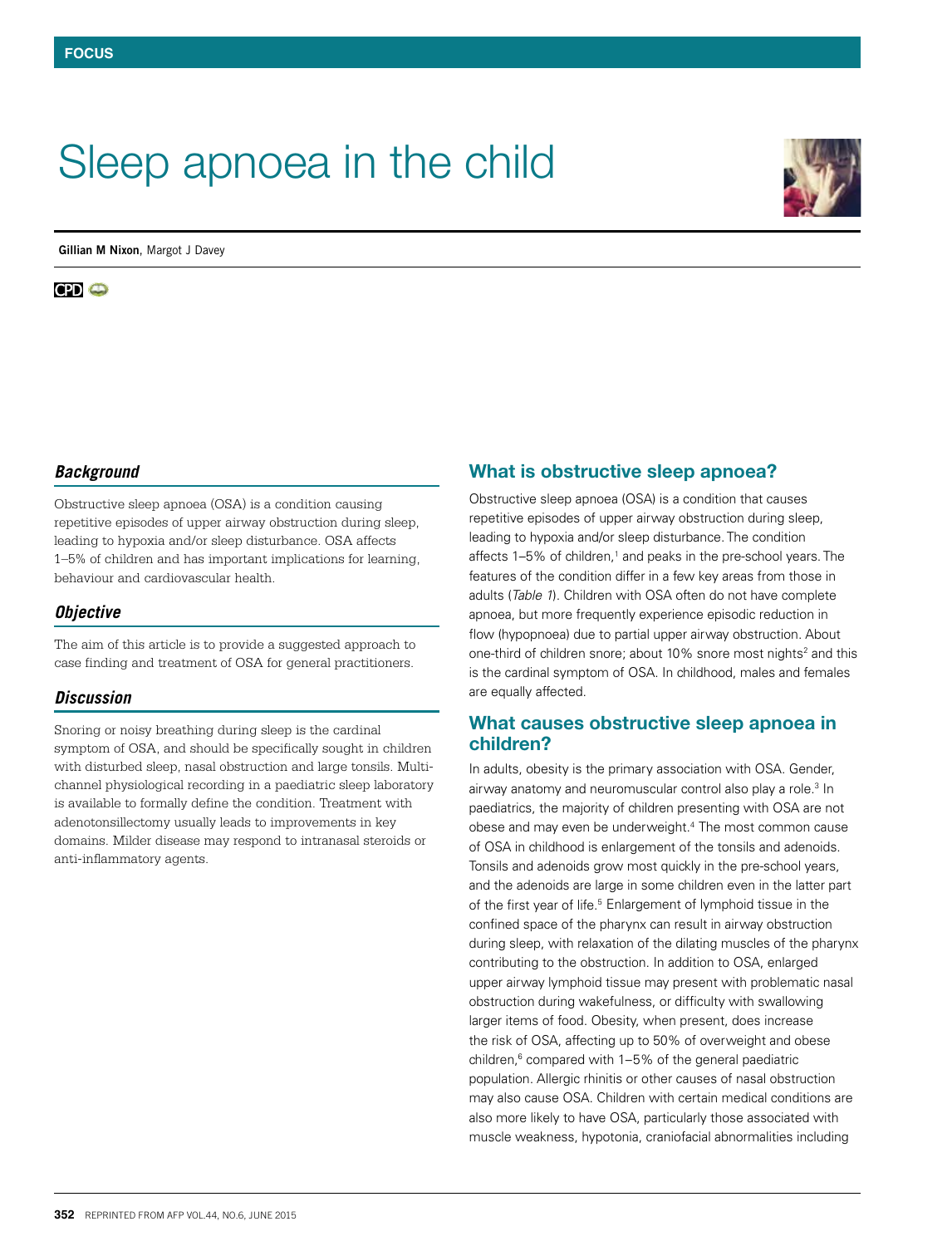# Sleep apnoea in the child

**Gillian M Nixon**, Margot J Davey

### *Background*

Obstructive sleep apnoea (OSA) is a condition causing repetitive episodes of upper airway obstruction during sleep, leading to hypoxia and/or sleep disturbance. OSA affects 1–5% of children and has important implications for learning, behaviour and cardiovascular health.

### *Objective*

The aim of this article is to provide a suggested approach to case finding and treatment of OSA for general practitioners.

### *Discussion*

Snoring or noisy breathing during sleep is the cardinal symptom of OSA, and should be specifically sought in children with disturbed sleep, nasal obstruction and large tonsils. Multichannel physiological recording in a paediatric sleep laboratory is available to formally define the condition. Treatment with adenotonsillectomy usually leads to improvements in key domains. Milder disease may respond to intranasal steroids or anti-inflammatory agents.

## What is obstructive sleep apnoea?

Obstructive sleep apnoea (OSA) is a condition that causes repetitive episodes of upper airway obstruction during sleep, leading to hypoxia and/or sleep disturbance. The condition affects 1–5% of children,[1] and peaks in the pre-school years. The features of the condition differ in a few key areas from those in adults (*Table 1*). Children with OSA often do not have complete apnoea, but more frequently experience episodic reduction in flow (hypopnoea) due to partial upper airway obstruction. About one-third of children snore; about 10% snore most nights[2] and this is the cardinal symptom of OSA. In childhood, males and females are equally affected.

## What causes obstructive sleep apnoea in children?

In adults, obesity is the primary association with OSA. Gender, airway anatomy and neuromuscular control also play a role.[3] In paediatrics, the majority of children presenting with OSA are not obese and may even be underweight.[4] The most common cause of OSA in childhood is enlargement of the tonsils and adenoids. Tonsils and adenoids grow most quickly in the pre-school years, and the adenoids are large in some children even in the latter part of the first year of life.[5] Enlargement of lymphoid tissue in the confined space of the pharynx can result in airway obstruction during sleep, with relaxation of the dilating muscles of the pharynx contributing to the obstruction. In addition to OSA, enlarged upper airway lymphoid tissue may present with problematic nasal obstruction during wakefulness, or difficulty with swallowing larger items of food. Obesity, when present, does increase the risk of OSA, affecting up to 50% of overweight and obese children,[6] compared with 1–5% of the general paediatric population. Allergic rhinitis or other causes of nasal obstruction may also cause OSA. Children with certain medical conditions are also more likely to have OSA, particularly those associated with muscle weakness, hypotonia, craniofacial abnormalities including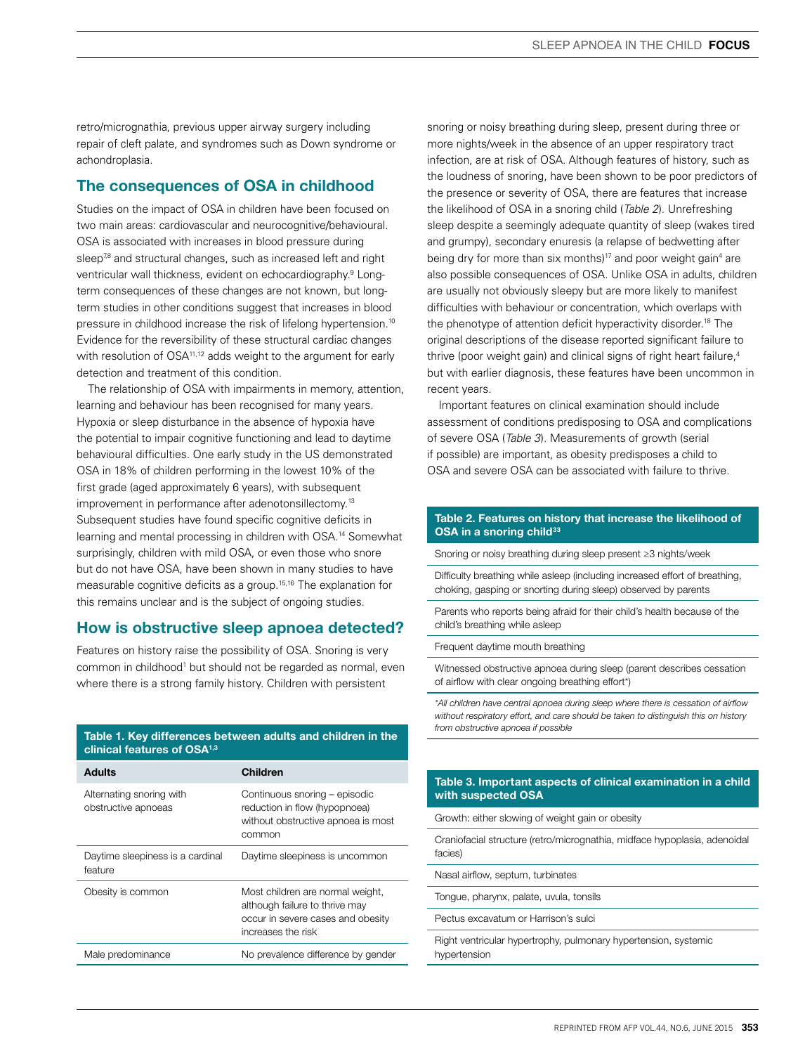retro/micrognathia, previous upper airway surgery including repair of cleft palate, and syndromes such as Down syndrome or achondroplasia.

## The consequences of OSA in childhood

Studies on the impact of OSA in children have been focused on two main areas: cardiovascular and neurocognitive/behavioural. OSA is associated with increases in blood pressure during sleep[7,8] and structural changes, such as increased left and right ventricular wall thickness, evident on echocardiography.[9] Long-term consequences of these changes are not known, but long-term studies in other conditions suggest that increases in blood pressure in childhood increase the risk of lifelong hypertension.[10] Evidence for the reversibility of these structural cardiac changes with resolution of OSA[11,12] adds weight to the argument for early detection and treatment of this condition.

The relationship of OSA with impairments in memory, attention, learning and behaviour has been recognised for many years. Hypoxia or sleep disturbance in the absence of hypoxia have the potential to impair cognitive functioning and lead to daytime behavioural difficulties. One early study in the US demonstrated OSA in 18% of children performing in the lowest 10% of the first grade (aged approximately 6 years), with subsequent improvement in performance after adenotonsillectomy.[13] Subsequent studies have found specific cognitive deficits in learning and mental processing in children with OSA.[14] Somewhat surprisingly, children with mild OSA, or even those who snore but do not have OSA, have been shown in many studies to have measurable cognitive deficits as a group.[15,16] The explanation for this remains unclear and is the subject of ongoing studies.

## How is obstructive sleep apnoea detected?

Features on history raise the possibility of OSA. Snoring is very common in childhood[1] but should not be regarded as normal, even where there is a strong family history. Children with persistent snoring or noisy breathing during sleep, present during three or more nights/week in the absence of an upper respiratory tract infection, are at risk of OSA. Although features of history, such as the loudness of snoring, have been shown to be poor predictors of the presence or severity of OSA, there are features that increase the likelihood of OSA in a snoring child (*Table 2*). Unrefreshing sleep despite a seemingly adequate quantity of sleep (wakes tired and grumpy), secondary enuresis (a relapse of bedwetting after being dry for more than six months)[17] and poor weight gain[4] are also possible consequences of OSA. Unlike OSA in adults, children are usually not obviously sleepy but are more likely to manifest difficulties with behaviour or concentration, which overlaps with the phenotype of attention deficit hyperactivity disorder.[18] The original descriptions of the disease reported significant failure to thrive (poor weight gain) and clinical signs of right heart failure,[4] but with earlier diagnosis, these features have been uncommon in recent years.

Important features on clinical examination should include assessment of conditions predisposing to OSA and complications of severe OSA (*Table 3*). Measurements of growth (serial if possible) are important, as obesity predisposes a child to OSA and severe OSA can be associated with failure to thrive.

**Table 1. Key differences between adults and children in the clinical features of OSA[1,3]**

| Adults | Children |
|---|---|
| Alternating snoring with obstructive apnoeas | Continuous snoring – episodic reduction in flow (hypopnoea) without obstructive apnoea is most common |
| Daytime sleepiness is a cardinal feature | Daytime sleepiness is uncommon |
| Obesity is common | Most children are normal weight, although failure to thrive may occur in severe cases and obesity increases the risk |
| Male predominance | No prevalence difference by gender |

**Table 2. Features on history that increase the likelihood of OSA in a snoring child[33]**

| |
|---|
| Snoring or noisy breathing during sleep present ≥3 nights/week |
| Difficulty breathing while asleep (including increased effort of breathing, choking, gasping or snorting during sleep) observed by parents |
| Parents who reports being afraid for their child's health because of the child's breathing while asleep |
| Frequent daytime mouth breathing |
| Witnessed obstructive apnoea during sleep (parent describes cessation of airflow with clear ongoing breathing effort*) |

*\*All children have central apnoea during sleep where there is cessation of airflow without respiratory effort, and care should be taken to distinguish this on history from obstructive apnoea if possible*

**Table 3. Important aspects of clinical examination in a child with suspected OSA**

| |
|---|
| Growth: either slowing of weight gain or obesity |
| Craniofacial structure (retro/micrognathia, midface hypoplasia, adenoidal facies) |
| Nasal airflow, septum, turbinates |
| Tongue, pharynx, palate, uvula, tonsils |
| Pectus excavatum or Harrison's sulci |
| Right ventricular hypertrophy, pulmonary hypertension, systemic hypertension |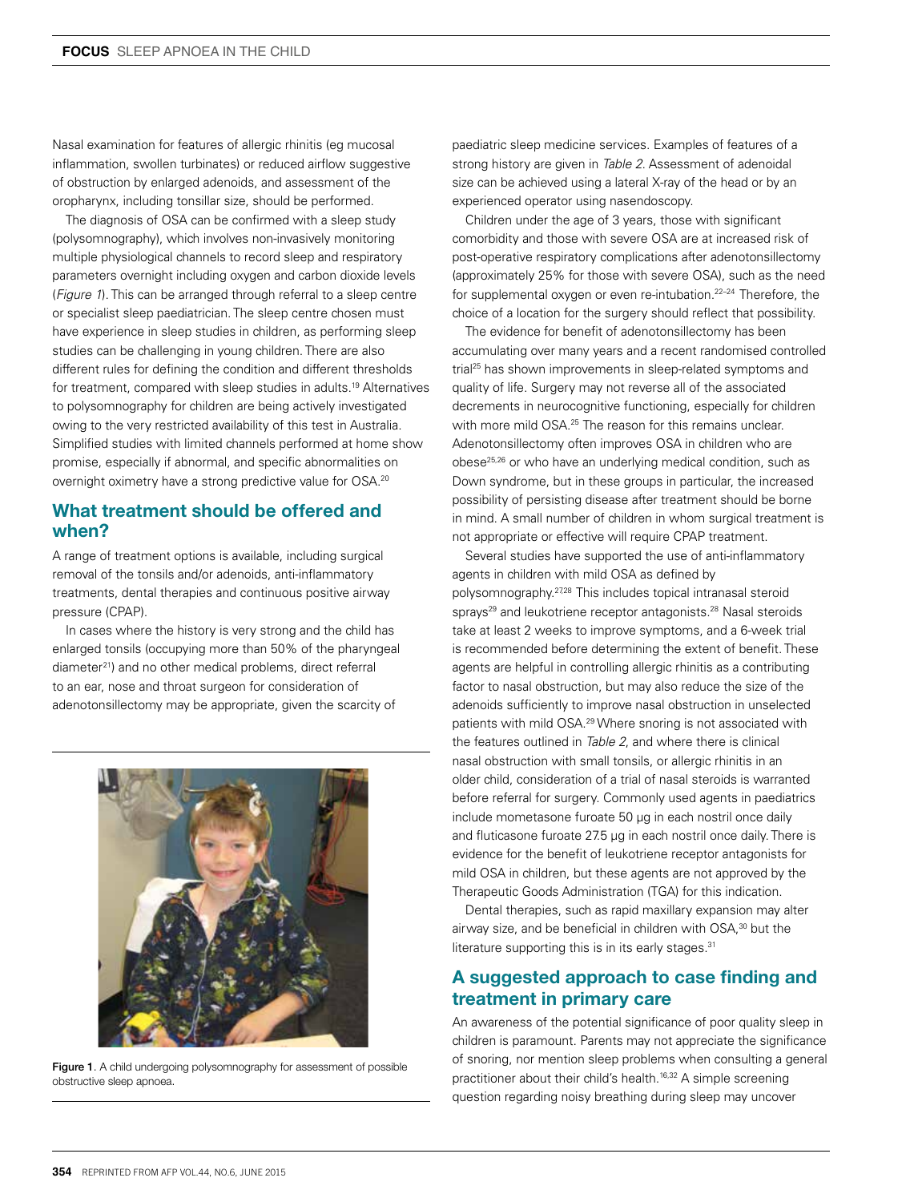Nasal examination for features of allergic rhinitis (eg mucosal inflammation, swollen turbinates) or reduced airflow suggestive of obstruction by enlarged adenoids, and assessment of the oropharynx, including tonsillar size, should be performed.

The diagnosis of OSA can be confirmed with a sleep study (polysomnography), which involves non-invasively monitoring multiple physiological channels to record sleep and respiratory parameters overnight including oxygen and carbon dioxide levels (*Figure 1*). This can be arranged through referral to a sleep centre or specialist sleep paediatrician. The sleep centre chosen must have experience in sleep studies in children, as performing sleep studies can be challenging in young children. There are also different rules for defining the condition and different thresholds for treatment, compared with sleep studies in adults.[19] Alternatives to polysomnography for children are being actively investigated owing to the very restricted availability of this test in Australia. Simplified studies with limited channels performed at home show promise, especially if abnormal, and specific abnormalities on overnight oximetry have a strong predictive value for OSA.[20]

## What treatment should be offered and when?

A range of treatment options is available, including surgical removal of the tonsils and/or adenoids, anti-inflammatory treatments, dental therapies and continuous positive airway pressure (CPAP).

In cases where the history is very strong and the child has enlarged tonsils (occupying more than 50% of the pharyngeal diameter[21]) and no other medical problems, direct referral to an ear, nose and throat surgeon for consideration of adenotonsillectomy may be appropriate, given the scarcity of paediatric sleep medicine services. Examples of features of a strong history are given in *Table 2*. Assessment of adenoidal size can be achieved using a lateral X-ray of the head or by an experienced operator using nasendoscopy.

Children under the age of 3 years, those with significant comorbidity and those with severe OSA are at increased risk of post-operative respiratory complications after adenotonsillectomy (approximately 25% for those with severe OSA), such as the need for supplemental oxygen or even re-intubation.[22–24] Therefore, the choice of a location for the surgery should reflect that possibility.

The evidence for benefit of adenotonsillectomy has been accumulating over many years and a recent randomised controlled trial[25] has shown improvements in sleep-related symptoms and quality of life. Surgery may not reverse all of the associated decrements in neurocognitive functioning, especially for children with more mild OSA.[25] The reason for this remains unclear. Adenotonsillectomy often improves OSA in children who are obese[25,26] or who have an underlying medical condition, such as Down syndrome, but in these groups in particular, the increased possibility of persisting disease after treatment should be borne in mind. A small number of children in whom surgical treatment is not appropriate or effective will require CPAP treatment.

Several studies have supported the use of anti-inflammatory agents in children with mild OSA as defined by polysomnography.[27,28] This includes topical intranasal steroid sprays[29] and leukotriene receptor antagonists.[28] Nasal steroids take at least 2 weeks to improve symptoms, and a 6-week trial is recommended before determining the extent of benefit. These agents are helpful in controlling allergic rhinitis as a contributing factor to nasal obstruction, but may also reduce the size of the adenoids sufficiently to improve nasal obstruction in unselected patients with mild OSA.[29] Where snoring is not associated with the features outlined in *Table 2*, and where there is clinical nasal obstruction with small tonsils, or allergic rhinitis in an older child, consideration of a trial of nasal steroids is warranted before referral for surgery. Commonly used agents in paediatrics include mometasone furoate 50 µg in each nostril once daily and fluticasone furoate 27.5 µg in each nostril once daily. There is evidence for the benefit of leukotriene receptor antagonists for mild OSA in children, but these agents are not approved by the Therapeutic Goods Administration (TGA) for this indication.

Dental therapies, such as rapid maxillary expansion may alter airway size, and be beneficial in children with OSA,[30] but the literature supporting this is in its early stages.[31]

## A suggested approach to case finding and treatment in primary care

An awareness of the potential significance of poor quality sleep in children is paramount. Parents may not appreciate the significance of snoring, nor mention sleep problems when consulting a general practitioner about their child's health.[16,32] A simple screening question regarding noisy breathing during sleep may uncover

**Figure 1.** A child undergoing polysomnography for assessment of possible obstructive sleep apnoea.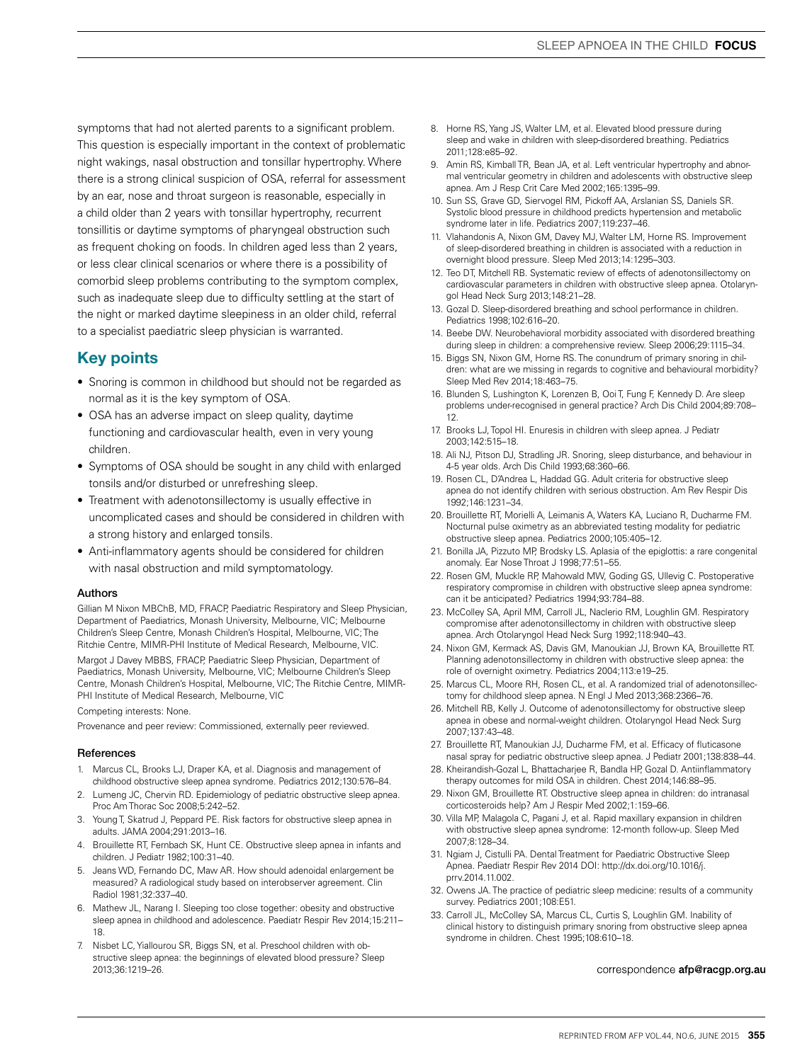symptoms that had not alerted parents to a significant problem. This question is especially important in the context of problematic night wakings, nasal obstruction and tonsillar hypertrophy. Where there is a strong clinical suspicion of OSA, referral for assessment by an ear, nose and throat surgeon is reasonable, especially in a child older than 2 years with tonsillar hypertrophy, recurrent tonsillitis or daytime symptoms of pharyngeal obstruction such as frequent choking on foods. In children aged less than 2 years, or less clear clinical scenarios or where there is a possibility of comorbid sleep problems contributing to the symptom complex, such as inadequate sleep due to difficulty settling at the start of the night or marked daytime sleepiness in an older child, referral to a specialist paediatric sleep physician is warranted.

## Key points

- Snoring is common in childhood but should not be regarded as normal as it is the key symptom of OSA.
- OSA has an adverse impact on sleep quality, daytime functioning and cardiovascular health, even in very young children.
- Symptoms of OSA should be sought in any child with enlarged tonsils and/or disturbed or unrefreshing sleep.
- Treatment with adenotonsillectomy is usually effective in uncomplicated cases and should be considered in children with a strong history and enlarged tonsils.
- Anti-inflammatory agents should be considered for children with nasal obstruction and mild symptomatology.

### Authors

Gillian M Nixon MBChB, MD, FRACP, Paediatric Respiratory and Sleep Physician, Department of Paediatrics, Monash University, Melbourne, VIC; Melbourne Children's Sleep Centre, Monash Children's Hospital, Melbourne, VIC; The Ritchie Centre, MIMR-PHI Institute of Medical Research, Melbourne, VIC.

Margot J Davey MBBS, FRACP, Paediatric Sleep Physician, Department of Paediatrics, Monash University, Melbourne, VIC; Melbourne Children's Sleep Centre, Monash Children's Hospital, Melbourne, VIC; The Ritchie Centre, MIMR-PHI Institute of Medical Research, Melbourne, VIC

Competing interests: None.

Provenance and peer review: Commissioned, externally peer reviewed.

### References

1. Marcus CL, Brooks LJ, Draper KA, et al. Diagnosis and management of childhood obstructive sleep apnea syndrome. Pediatrics 2012;130:576–84.
2. Lumeng JC, Chervin RD. Epidemiology of pediatric obstructive sleep apnea. Proc Am Thorac Soc 2008;5:242–52.
3. Young T, Skatrud J, Peppard PE. Risk factors for obstructive sleep apnea in adults. JAMA 2004;291:2013–16.
4. Brouillette RT, Fernbach SK, Hunt CE. Obstructive sleep apnea in infants and children. J Pediatr 1982;100:31–40.
5. Jeans WD, Fernando DC, Maw AR. How should adenoidal enlargement be measured? A radiological study based on interobserver agreement. Clin Radiol 1981;32:337–40.
6. Mathew JL, Narang I. Sleeping too close together: obesity and obstructive sleep apnea in childhood and adolescence. Paediatr Respir Rev 2014;15:211–18.
7. Nisbet LC, Yiallourou SR, Biggs SN, et al. Preschool children with obstructive sleep apnea: the beginnings of elevated blood pressure? Sleep 2013;36:1219–26.
8. Horne RS, Yang JS, Walter LM, et al. Elevated blood pressure during sleep and wake in children with sleep-disordered breathing. Pediatrics 2011;128:e85–92.
9. Amin RS, Kimball TR, Bean JA, et al. Left ventricular hypertrophy and abnormal ventricular geometry in children and adolescents with obstructive sleep apnea. Am J Resp Crit Care Med 2002;165:1395–99.
10. Sun SS, Grave GD, Siervogel RM, Pickoff AA, Arslanian SS, Daniels SR. Systolic blood pressure in childhood predicts hypertension and metabolic syndrome later in life. Pediatrics 2007;119:237–46.
11. Vlahandonis A, Nixon GM, Davey MJ, Walter LM, Horne RS. Improvement of sleep-disordered breathing in children is associated with a reduction in overnight blood pressure. Sleep Med 2013;14:1295–303.
12. Teo DT, Mitchell RB. Systematic review of effects of adenotonsillectomy on cardiovascular parameters in children with obstructive sleep apnea. Otolaryngol Head Neck Surg 2013;148:21–28.
13. Gozal D. Sleep-disordered breathing and school performance in children. Pediatrics 1998;102:616–20.
14. Beebe DW. Neurobehavioral morbidity associated with disordered breathing during sleep in children: a comprehensive review. Sleep 2006;29:1115–34.
15. Biggs SN, Nixon GM, Horne RS. The conundrum of primary snoring in children: what are we missing in regards to cognitive and behavioural morbidity? Sleep Med Rev 2014;18:463–75.
16. Blunden S, Lushington K, Lorenzen B, Ooi T, Fung F, Kennedy D. Are sleep problems under-recognised in general practice? Arch Dis Child 2004;89:708–12.
17. Brooks LJ, Topol HI. Enuresis in children with sleep apnea. J Pediatr 2003;142:515–18.
18. Ali NJ, Pitson DJ, Stradling JR. Snoring, sleep disturbance, and behaviour in 4-5 year olds. Arch Dis Child 1993;68:360–66.
19. Rosen CL, D'Andrea L, Haddad GG. Adult criteria for obstructive sleep apnea do not identify children with serious obstruction. Am Rev Respir Dis 1992;146:1231–34.
20. Brouillette RT, Morielli A, Leimanis A, Waters KA, Luciano R, Ducharme FM. Nocturnal pulse oximetry as an abbreviated testing modality for pediatric obstructive sleep apnea. Pediatrics 2000;105:405–12.
21. Bonilla JA, Pizzuto MP, Brodsky LS. Aplasia of the epiglottis: a rare congenital anomaly. Ear Nose Throat J 1998;77:51–55.
22. Rosen GM, Muckle RP, Mahowald MW, Goding GS, Ullevig C. Postoperative respiratory compromise in children with obstructive sleep apnea syndrome: can it be anticipated? Pediatrics 1994;93:784–88.
23. McColley SA, April MM, Carroll JL, Naclerio RM, Loughlin GM. Respiratory compromise after adenotonsillectomy in children with obstructive sleep apnea. Arch Otolaryngol Head Neck Surg 1992;118:940–43.
24. Nixon GM, Kermack AS, Davis GM, Manoukian JJ, Brown KA, Brouillette RT. Planning adenotonsillectomy in children with obstructive sleep apnea: the role of overnight oximetry. Pediatrics 2004;113:e19–25.
25. Marcus CL, Moore RH, Rosen CL, et al. A randomized trial of adenotonsillectomy for childhood sleep apnea. N Engl J Med 2013;368:2366–76.
26. Mitchell RB, Kelly J. Outcome of adenotonsillectomy for obstructive sleep apnea in obese and normal-weight children. Otolaryngol Head Neck Surg 2007;137:43–48.
27. Brouillette RT, Manoukian JJ, Ducharme FM, et al. Efficacy of fluticasone nasal spray for pediatric obstructive sleep apnea. J Pediatr 2001;138:838–44.
28. Kheirandish-Gozal L, Bhattacharjee R, Bandla HP, Gozal D. Antiinflammatory therapy outcomes for mild OSA in children. Chest 2014;146:88–95.
29. Nixon GM, Brouillette RT. Obstructive sleep apnea in children: do intranasal corticosteroids help? Am J Respir Med 2002;1:159–66.
30. Villa MP, Malagola C, Pagani J, et al. Rapid maxillary expansion in children with obstructive sleep apnea syndrome: 12-month follow-up. Sleep Med 2007;8:128–34.
31. Ngiam J, Cistulli PA. Dental Treatment for Paediatric Obstructive Sleep Apnea. Paediatr Respir Rev 2014 DOI: http://dx.doi.org/10.1016/j.prrv.2014.11.002.
32. Owens JA. The practice of pediatric sleep medicine: results of a community survey. Pediatrics 2001;108:E51.
33. Carroll JL, McColley SA, Marcus CL, Curtis S, Loughlin GM. Inability of clinical history to distinguish primary snoring from obstructive sleep apnea syndrome in children. Chest 1995;108:610–18.

correspondence **afp@racgp.org.au**